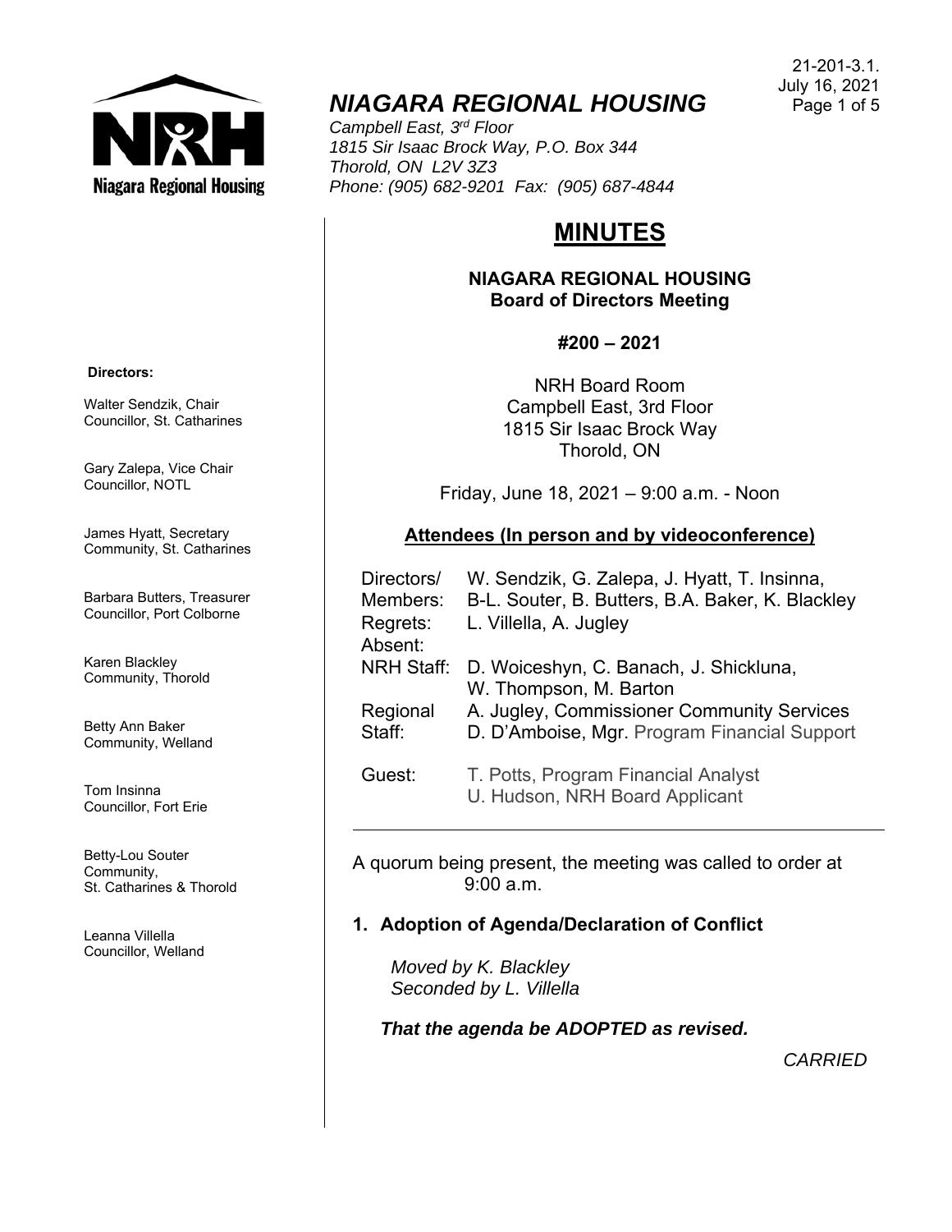21-201-3.1.
July 16, 2021

# *NIAGARA REGIONAL HOUSING*

*Campbell East, 3rd Floor*
*1815 Sir Isaac Brock Way, P.O. Box 344*
*Thorold, ON L2V 3Z3*
*Phone: (905) 682-9201 Fax: (905) 687-4844*

**Directors:**

Walter Sendzik, Chair
Councillor, St. Catharines

Gary Zalepa, Vice Chair
Councillor, NOTL

James Hyatt, Secretary
Community, St. Catharines

Barbara Butters, Treasurer
Councillor, Port Colborne

Karen Blackley
Community, Thorold

Betty Ann Baker
Community, Welland

Tom Insinna
Councillor, Fort Erie

Betty-Lou Souter
Community,
St. Catharines & Thorold

Leanna Villella
Councillor, Welland

## MINUTES

**NIAGARA REGIONAL HOUSING**
**Board of Directors Meeting**

**#200 – 2021**

NRH Board Room
Campbell East, 3rd Floor
1815 Sir Isaac Brock Way
Thorold, ON

Friday, June 18, 2021 – 9:00 a.m. - Noon

**Attendees (In person and by videoconference)**

| | |
|---|---|
| Directors/ Members: | W. Sendzik, G. Zalepa, J. Hyatt, T. Insinna, B-L. Souter, B. Butters, B.A. Baker, K. Blackley |
| Regrets: | L. Villella, A. Jugley |
| Absent: | |
| NRH Staff: | D. Woiceshyn, C. Banach, J. Shickluna, W. Thompson, M. Barton |
| Regional Staff: | A. Jugley, Commissioner Community Services<br>D. D'Amboise, Mgr. Program Financial Support |
| Guest: | T. Potts, Program Financial Analyst<br>U. Hudson, NRH Board Applicant |

A quorum being present, the meeting was called to order at 9:00 a.m.

### 1. Adoption of Agenda/Declaration of Conflict

*Moved by K. Blackley*
*Seconded by L. Villella*

***That the agenda be ADOPTED as revised.***

*CARRIED*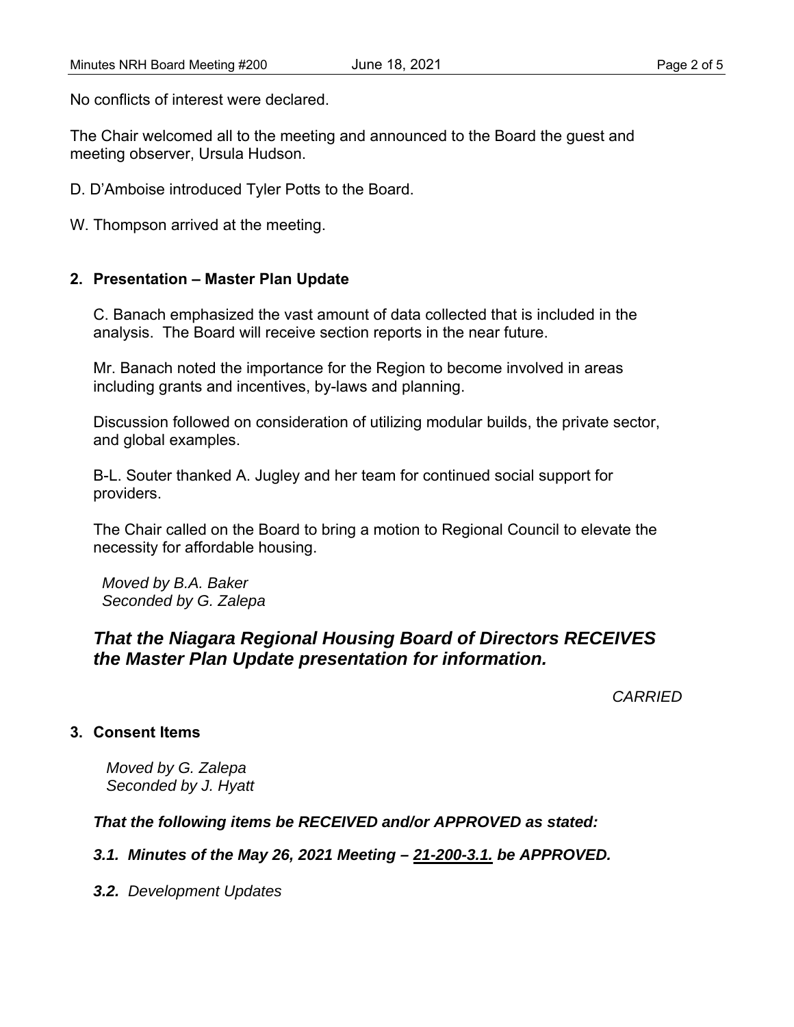No conflicts of interest were declared.

The Chair welcomed all to the meeting and announced to the Board the guest and meeting observer, Ursula Hudson.

D. D'Amboise introduced Tyler Potts to the Board.

W. Thompson arrived at the meeting.

## 2. Presentation – Master Plan Update

C. Banach emphasized the vast amount of data collected that is included in the analysis. The Board will receive section reports in the near future.

Mr. Banach noted the importance for the Region to become involved in areas including grants and incentives, by-laws and planning.

Discussion followed on consideration of utilizing modular builds, the private sector, and global examples.

B-L. Souter thanked A. Jugley and her team for continued social support for providers.

The Chair called on the Board to bring a motion to Regional Council to elevate the necessity for affordable housing.

*Moved by B.A. Baker*
*Seconded by G. Zalepa*

***That the Niagara Regional Housing Board of Directors RECEIVES the Master Plan Update presentation for information.***

*CARRIED*

## 3. Consent Items

*Moved by G. Zalepa*
*Seconded by J. Hyatt*

***That the following items be RECEIVED and/or APPROVED as stated:***

***3.1. Minutes of the May 26, 2021 Meeting – 21-200-3.1. be APPROVED.***

***3.2.*** *Development Updates*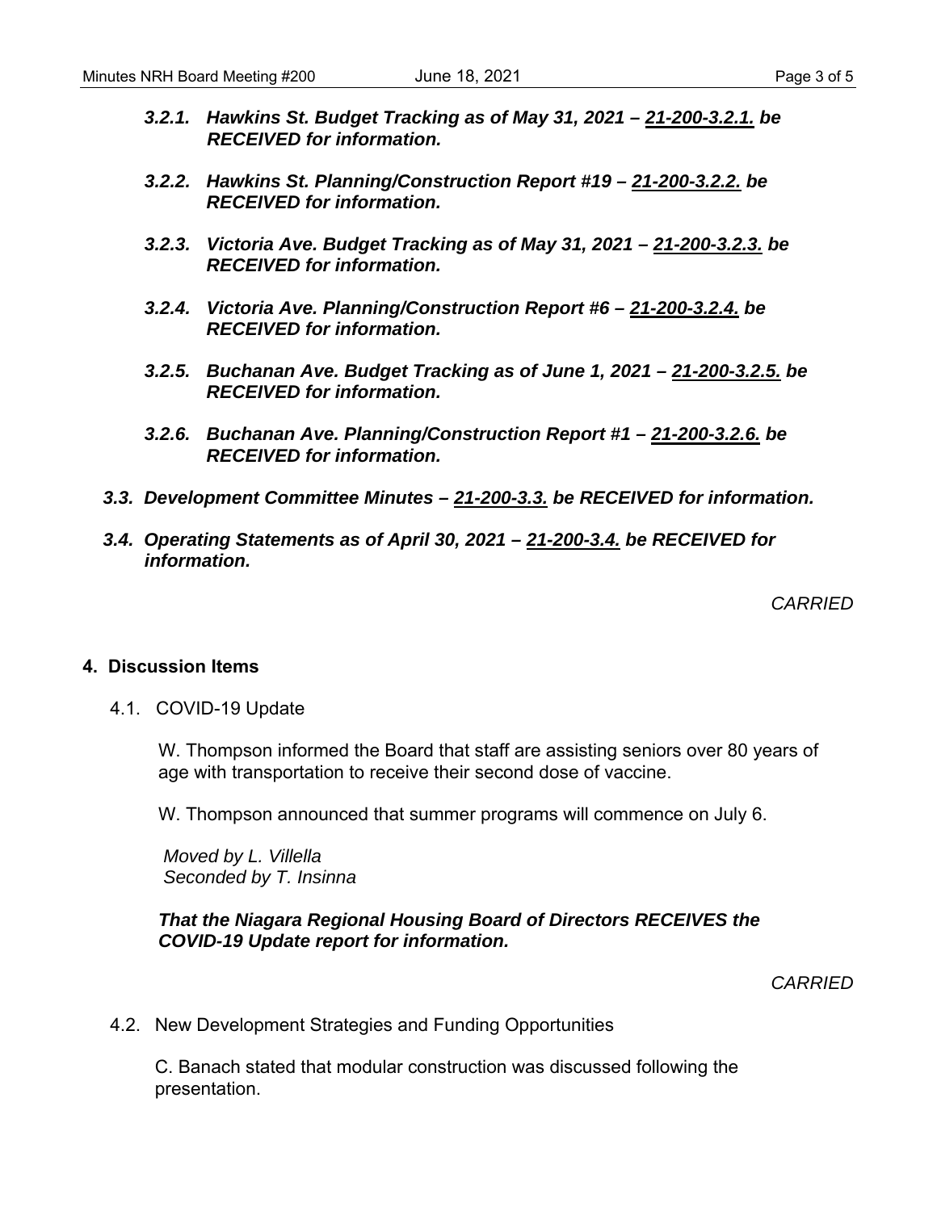***3.2.1. Hawkins St. Budget Tracking as of May 31, 2021 – <u>21-200-3.2.1.</u> be RECEIVED for information.***

***3.2.2. Hawkins St. Planning/Construction Report #19 – <u>21-200-3.2.2.</u> be RECEIVED for information.***

***3.2.3. Victoria Ave. Budget Tracking as of May 31, 2021 – <u>21-200-3.2.3.</u> be RECEIVED for information.***

***3.2.4. Victoria Ave. Planning/Construction Report #6 – <u>21-200-3.2.4.</u> be RECEIVED for information.***

***3.2.5. Buchanan Ave. Budget Tracking as of June 1, 2021 – <u>21-200-3.2.5.</u> be RECEIVED for information.***

***3.2.6. Buchanan Ave. Planning/Construction Report #1 – <u>21-200-3.2.6.</u> be RECEIVED for information.***

***3.3. Development Committee Minutes – <u>21-200-3.3.</u> be RECEIVED for information.***

***3.4. Operating Statements as of April 30, 2021 – <u>21-200-3.4.</u> be RECEIVED for information.***

*CARRIED*

## 4. Discussion Items

4.1. COVID-19 Update

W. Thompson informed the Board that staff are assisting seniors over 80 years of age with transportation to receive their second dose of vaccine.

W. Thompson announced that summer programs will commence on July 6.

*Moved by L. Villella*
*Seconded by T. Insinna*

***That the Niagara Regional Housing Board of Directors RECEIVES the COVID-19 Update report for information.***

*CARRIED*

4.2. New Development Strategies and Funding Opportunities

C. Banach stated that modular construction was discussed following the presentation.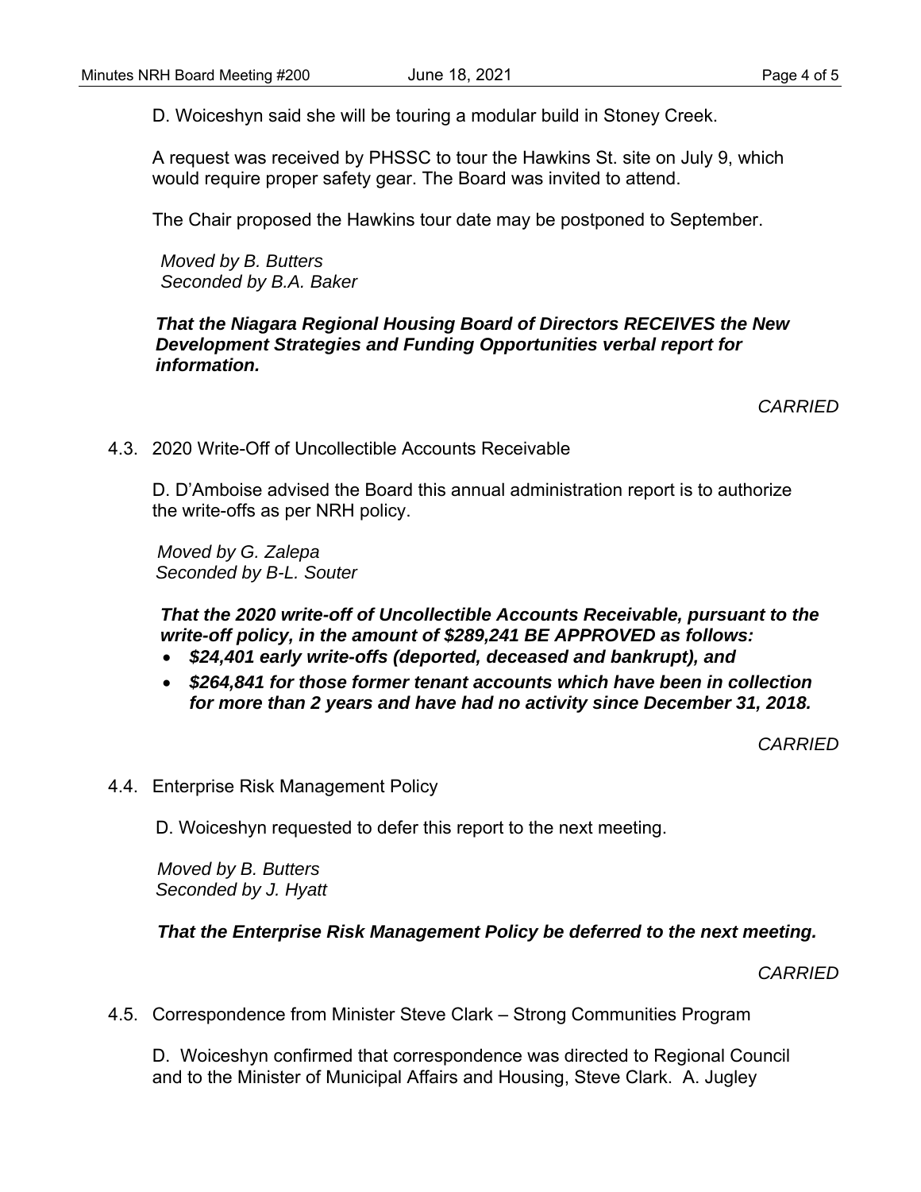D. Woiceshyn said she will be touring a modular build in Stoney Creek.

A request was received by PHSSC to tour the Hawkins St. site on July 9, which would require proper safety gear. The Board was invited to attend.

The Chair proposed the Hawkins tour date may be postponed to September.

*Moved by B. Butters*
*Seconded by B.A. Baker*

***That the Niagara Regional Housing Board of Directors RECEIVES the New Development Strategies and Funding Opportunities verbal report for information.***

*CARRIED*

4.3. 2020 Write-Off of Uncollectible Accounts Receivable

D. D'Amboise advised the Board this annual administration report is to authorize the write-offs as per NRH policy.

*Moved by G. Zalepa*
*Seconded by B-L. Souter*

***That the 2020 write-off of Uncollectible Accounts Receivable, pursuant to the write-off policy, in the amount of $289,241 BE APPROVED as follows:***

- ***$24,401 early write-offs (deported, deceased and bankrupt), and***
- ***$264,841 for those former tenant accounts which have been in collection for more than 2 years and have had no activity since December 31, 2018.***

*CARRIED*

4.4. Enterprise Risk Management Policy

D. Woiceshyn requested to defer this report to the next meeting.

*Moved by B. Butters*
*Seconded by J. Hyatt*

***That the Enterprise Risk Management Policy be deferred to the next meeting.***

*CARRIED*

4.5. Correspondence from Minister Steve Clark – Strong Communities Program

D. Woiceshyn confirmed that correspondence was directed to Regional Council and to the Minister of Municipal Affairs and Housing, Steve Clark. A. Jugley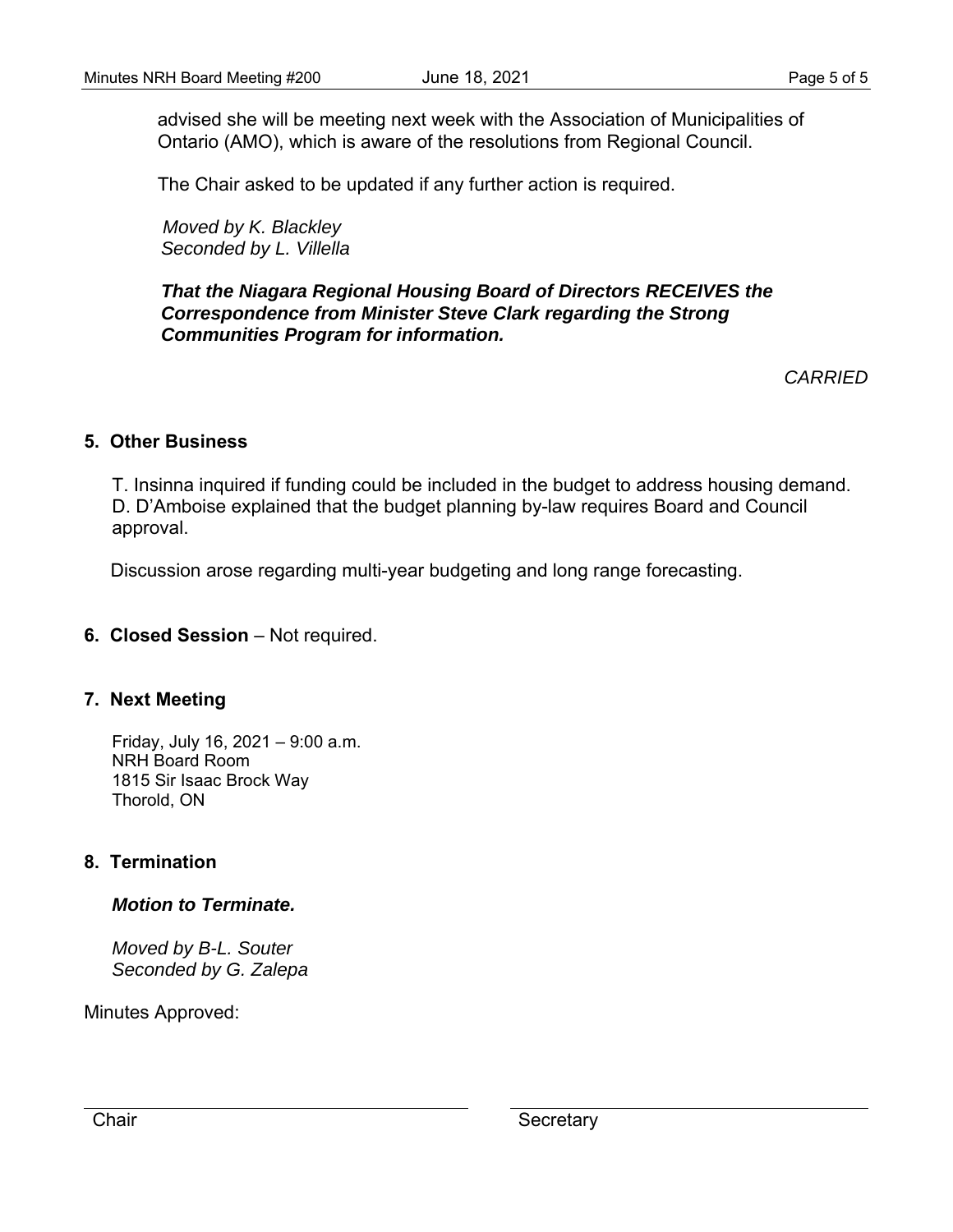advised she will be meeting next week with the Association of Municipalities of Ontario (AMO), which is aware of the resolutions from Regional Council.

The Chair asked to be updated if any further action is required.

*Moved by K. Blackley*
*Seconded by L. Villella*

***That the Niagara Regional Housing Board of Directors RECEIVES the Correspondence from Minister Steve Clark regarding the Strong Communities Program for information.***

*CARRIED*

## 5. Other Business

T. Insinna inquired if funding could be included in the budget to address housing demand. D. D'Amboise explained that the budget planning by-law requires Board and Council approval.

Discussion arose regarding multi-year budgeting and long range forecasting.

## 6. Closed Session – Not required.

## 7. Next Meeting

Friday, July 16, 2021 – 9:00 a.m.
NRH Board Room
1815 Sir Isaac Brock Way
Thorold, ON

## 8. Termination

***Motion to Terminate.***

*Moved by B-L. Souter*
*Seconded by G. Zalepa*

Minutes Approved:

Chair

Secretary